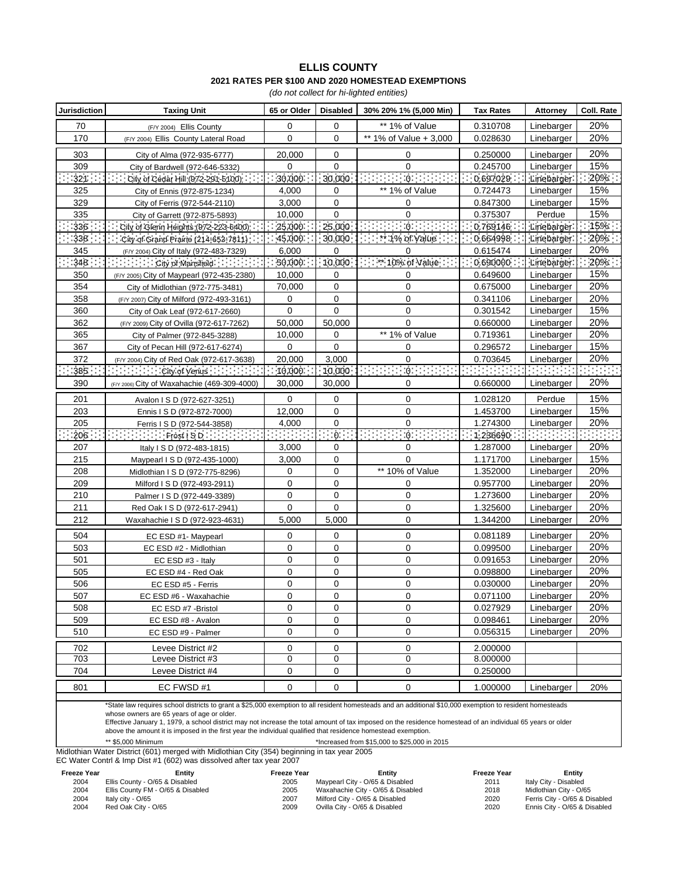# ELLIS COUNTY

## 2021 RATES PER $100 AND 2020 HOMESTEAD EXEMPTIONS

*(do not collect for hi-lighted entities)*

| Jurisdiction | Taxing Unit | 65 or Older | Disabled | 30% 20% 1% (5,000 Min) | Tax Rates | Attorney | Coll. Rate |
|---|---|---|---|---|---|---|---|
| 70 | (F/Y 2004) Ellis County | 0 | 0 | ** 1% of Value | 0.310708 | Linebarger | 20% |
| 170 | (F/Y 2004) Ellis County Lateral Road | 0 | 0 | ** 1% of Value + 3,000 | 0.028630 | Linebarger | 20% |
| 303 | City of Alma (972-935-6777) | 20,000 | 0 | 0 | 0.250000 | Linebarger | 20% |
| 309 | City of Bardwell (972-646-5332) | 0 | 0 | 0 | 0.245700 | Linebarger | 15% |
| 321 | City of Cedar Hill (972-291-5100) | 30,000 | 30,000 | 0 | 0.697029 | Linebarger | 20% |
| 325 | City of Ennis (972-875-1234) | 4,000 | 0 | ** 1% of Value | 0.724473 | Linebarger | 15% |
| 329 | City of Ferris (972-544-2110) | 3,000 | 0 | 0 | 0.847300 | Linebarger | 15% |
| 335 | City of Garrett (972-875-5893) | 10,000 | 0 | 0 | 0.375307 | Perdue | 15% |
| 336 | City of Glenn Heights (972-223-6400) | 25,000 | 25,000 | 0 | 0.769146 | Linebarger | 15% |
| 338 | City of Grand Prairie (214-653-7811) | 45,000 | 30,000 | ** 1% of Value | 0.664998 | Linebarger | 20% |
| 345 | (F/Y 2004) City of Italy (972-483-7329) | 6,000 | 0 | 0 | 0.615474 | Linebarger | 20% |
| 348 | City of Mansfield | 50,000 | 10,000 | ** 10% of Value | 0.690000 | Linebarger | 20% |
| 350 | (F/Y 2005) City of Maypearl (972-435-2380) | 10,000 | 0 | 0 | 0.649600 | Linebarger | 15% |
| 354 | City of Midlothian (972-775-3481) | 70,000 | 0 | 0 | 0.675000 | Linebarger | 20% |
| 358 | (F/Y 2007) City of Milford (972-493-3161) | 0 | 0 | 0 | 0.341106 | Linebarger | 20% |
| 360 | City of Oak Leaf (972-617-2660) | 0 | 0 | 0 | 0.301542 | Linebarger | 15% |
| 362 | (F/Y 2009) City of Ovilla (972-617-7262) | 50,000 | 50,000 | 0 | 0.660000 | Linebarger | 20% |
| 365 | City of Palmer (972-845-3288) | 10,000 | 0 | ** 1% of Value | 0.719361 | Linebarger | 20% |
| 367 | City of Pecan Hill (972-617-6274) | 0 | 0 | 0 | 0.296572 | Linebarger | 15% |
| 372 | (F/Y 2004) City of Red Oak (972-617-3638) | 20,000 | 3,000 | 0 | 0.703645 | Linebarger | 20% |
| 385 | City of Venus | 10,000 | 10,000 | 0 | | | |
| 390 | (F/Y 2006) City of Waxahachie (469-309-4000) | 30,000 | 30,000 | 0 | 0.660000 | Linebarger | 20% |
| 201 | Avalon I S D (972-627-3251) | 0 | 0 | 0 | 1.028120 | Perdue | 15% |
| 203 | Ennis I S D (972-872-7000) | 12,000 | 0 | 0 | 1.453700 | Linebarger | 15% |
| 205 | Ferris I S D (972-544-3858) | 4,000 | 0 | 0 | 1.274300 | Linebarger | 20% |
| 206 | Frost I S D | | 0 | 0 | 1.236690 | | |
| 207 | Italy I S D (972-483-1815) | 3,000 | 0 | 0 | 1.287000 | Linebarger | 20% |
| 215 | Maypearl I S D (972-435-1000) | 3,000 | 0 | 0 | 1.171700 | Linebarger | 15% |
| 208 | Midlothian I S D (972-775-8296) | 0 | 0 | ** 10% of Value | 1.352000 | Linebarger | 20% |
| 209 | Milford I S D (972-493-2911) | 0 | 0 | 0 | 0.957700 | Linebarger | 20% |
| 210 | Palmer I S D (972-449-3389) | 0 | 0 | 0 | 1.273600 | Linebarger | 20% |
| 211 | Red Oak I S D (972-617-2941) | 0 | 0 | 0 | 1.325600 | Linebarger | 20% |
| 212 | Waxahachie I S D (972-923-4631) | 5,000 | 5,000 | 0 | 1.344200 | Linebarger | 20% |
| 504 | EC ESD #1- Maypearl | 0 | 0 | 0 | 0.081189 | Linebarger | 20% |
| 503 | EC ESD #2 - Midlothian | 0 | 0 | 0 | 0.099500 | Linebarger | 20% |
| 501 | EC ESD #3 - Italy | 0 | 0 | 0 | 0.091653 | Linebarger | 20% |
| 505 | EC ESD #4 - Red Oak | 0 | 0 | 0 | 0.098800 | Linebarger | 20% |
| 506 | EC ESD #5 - Ferris | 0 | 0 | 0 | 0.030000 | Linebarger | 20% |
| 507 | EC ESD #6 - Waxahachie | 0 | 0 | 0 | 0.071100 | Linebarger | 20% |
| 508 | EC ESD #7 -Bristol | 0 | 0 | 0 | 0.027929 | Linebarger | 20% |
| 509 | EC ESD #8 - Avalon | 0 | 0 | 0 | 0.098461 | Linebarger | 20% |
| 510 | EC ESD #9 - Palmer | 0 | 0 | 0 | 0.056315 | Linebarger | 20% |
| 702 | Levee District #2 | 0 | 0 | 0 | 2.000000 | | |
| 703 | Levee District #3 | 0 | 0 | 0 | 8.000000 | | |
| 704 | Levee District #4 | 0 | 0 | 0 | 0.250000 | | |
| 801 | EC FWSD #1 | 0 | 0 | 0 | 1.000000 | Linebarger | 20% |

*State law requires school districts to grant a $25,000 exemption to all resident homesteads and an additional $10,000 exemption to resident homesteads whose owners are 65 years of age or older.
Effective January 1, 1979, a school district may not increase the total amount of tax imposed on the residence homestead of an individual 65 years or older above the amount it is imposed in the first year the individual qualified that residence homestead exemption.

** $5,000 Minimum

*Increased from $15,000 to $25,000 in 2015

Midlothian Water District (601) merged with Midlothian City (354) beginning in tax year 2005
EC Water Contrl & Imp Dist #1 (602) was dissolved after tax year 2007

| Freeze Year | Entity | Freeze Year | Entity | Freeze Year | Entity |
|---|---|---|---|---|---|
| 2004 | Ellis County - O/65 & Disabled | 2005 | Maypearl City - O/65 & Disabled | 2011 | Italy City - Disabled |
| 2004 | Ellis County FM - O/65 & Disabled | 2005 | Waxahachie City - O/65 & Disabled | 2018 | Midlothian City - O/65 |
| 2004 | Italy city - O/65 | 2007 | Milford City - O/65 & Disabled | 2020 | Ferris City - O/65 & Disabled |
| 2004 | Red Oak City - O/65 | 2009 | Ovilla City - O/65 & Disabled | 2020 | Ennis City - O/65 & Disabled |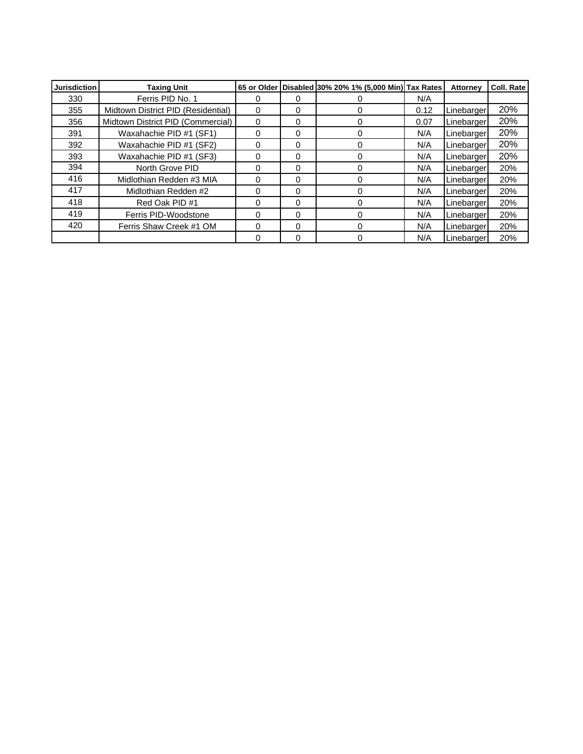| Jurisdiction | Taxing Unit | 65 or Older | Disabled | 30% 20% 1% (5,000 Min) | Tax Rates | Attorney | Coll. Rate |
|---|---|---|---|---|---|---|---|
| 330 | Ferris PID No. 1 | 0 | 0 | 0 | N/A | | |
| 355 | Midtown District PID (Residential) | 0 | 0 | 0 | 0.12 | Linebarger | 20% |
| 356 | Midtown District PID (Commercial) | 0 | 0 | 0 | 0.07 | Linebarger | 20% |
| 391 | Waxahachie PID #1 (SF1) | 0 | 0 | 0 | N/A | Linebarger | 20% |
| 392 | Waxahachie PID #1 (SF2) | 0 | 0 | 0 | N/A | Linebarger | 20% |
| 393 | Waxahachie PID #1 (SF3) | 0 | 0 | 0 | N/A | Linebarger | 20% |
| 394 | North Grove PID | 0 | 0 | 0 | N/A | Linebarger | 20% |
| 416 | Midlothian Redden #3 MIA | 0 | 0 | 0 | N/A | Linebarger | 20% |
| 417 | Midlothian Redden #2 | 0 | 0 | 0 | N/A | Linebarger | 20% |
| 418 | Red Oak PID #1 | 0 | 0 | 0 | N/A | Linebarger | 20% |
| 419 | Ferris PID-Woodstone | 0 | 0 | 0 | N/A | Linebarger | 20% |
| 420 | Ferris Shaw Creek #1 OM | 0 | 0 | 0 | N/A | Linebarger | 20% |
| | | 0 | 0 | 0 | N/A | Linebarger | 20% |